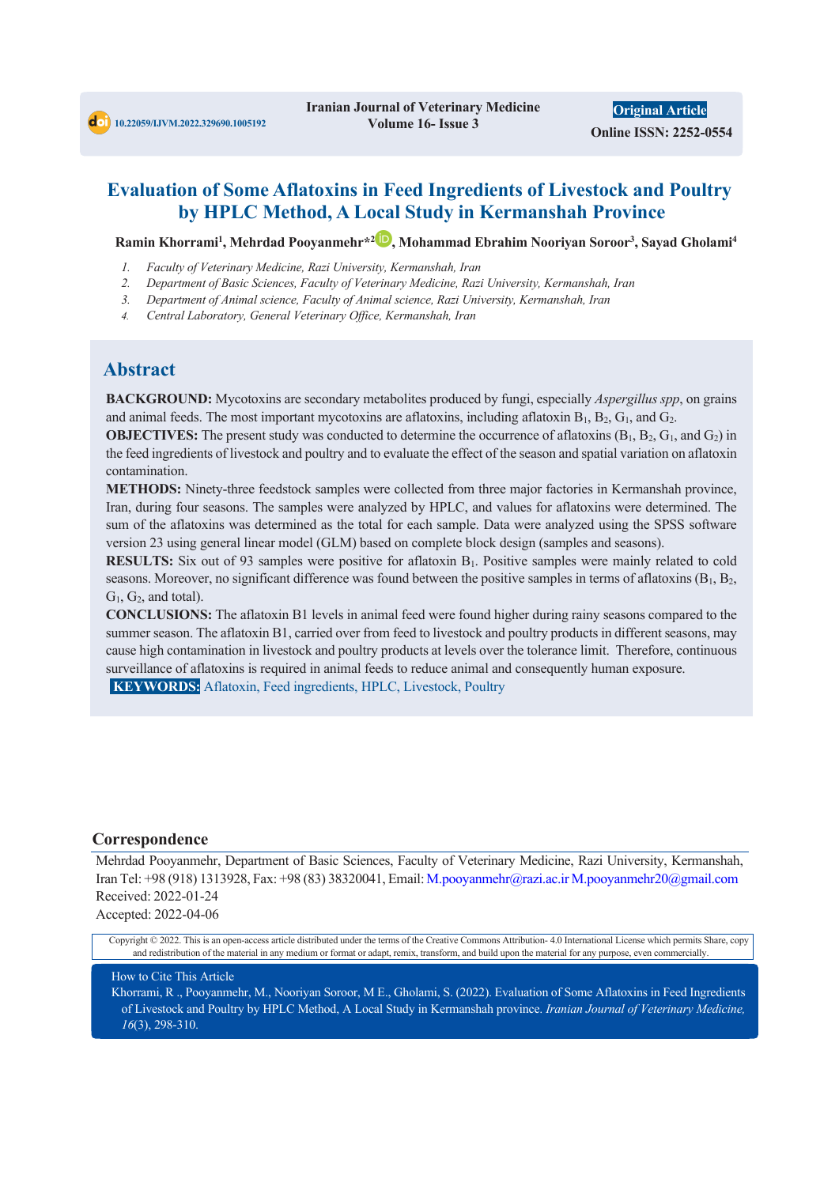10.22059/IJVM.2022.329690.1005192

Iranian Journal of Veterinary Medicine
Volume 16- Issue 3

Original Article
Online ISSN: 2252-0554

# Evaluation of Some Aflatoxins in Feed Ingredients of Livestock and Poultry by HPLC Method, A Local Study in Kermanshah Province

**Ramin Khorrami[1], Mehrdad Pooyanmehr*[2], Mohammad Ebrahim Nooriyan Soroor[3], Sayad Gholami[4]**

1. *Faculty of Veterinary Medicine, Razi University, Kermanshah, Iran*
2. *Department of Basic Sciences, Faculty of Veterinary Medicine, Razi University, Kermanshah, Iran*
3. *Department of Animal science, Faculty of Animal science, Razi University, Kermanshah, Iran*
4. *Central Laboratory, General Veterinary Office, Kermanshah, Iran*

## Abstract

**BACKGROUND:** Mycotoxins are secondary metabolites produced by fungi, especially *Aspergillus spp*, on grains and animal feeds. The most important mycotoxins are aflatoxins, including aflatoxin $B_1$, $B_2$, $G_1$, and $G_2$.

**OBJECTIVES:** The present study was conducted to determine the occurrence of aflatoxins ($B_1$, $B_2$, $G_1$, and $G_2$) in the feed ingredients of livestock and poultry and to evaluate the effect of the season and spatial variation on aflatoxin contamination.

**METHODS:** Ninety-three feedstock samples were collected from three major factories in Kermanshah province, Iran, during four seasons. The samples were analyzed by HPLC, and values for aflatoxins were determined. The sum of the aflatoxins was determined as the total for each sample. Data were analyzed using the SPSS software version 23 using general linear model (GLM) based on complete block design (samples and seasons).

**RESULTS:** Six out of 93 samples were positive for aflatoxin $B_1$. Positive samples were mainly related to cold seasons. Moreover, no significant difference was found between the positive samples in terms of aflatoxins ($B_1$, $B_2$, $G_1$, $G_2$, and total).

**CONCLUSIONS:** The aflatoxin B1 levels in animal feed were found higher during rainy seasons compared to the summer season. The aflatoxin B1, carried over from feed to livestock and poultry products in different seasons, may cause high contamination in livestock and poultry products at levels over the tolerance limit. Therefore, continuous surveillance of aflatoxins is required in animal feeds to reduce animal and consequently human exposure.

**KEYWORDS:** Aflatoxin, Feed ingredients, HPLC, Livestock, Poultry

## Correspondence

Mehrdad Pooyanmehr, Department of Basic Sciences, Faculty of Veterinary Medicine, Razi University, Kermanshah, Iran Tel: +98 (918) 1313928, Fax: +98 (83) 38320041, Email: M.pooyanmehr@razi.ac.ir M.pooyanmehr20@gmail.com

Received: 2022-01-24

Accepted: 2022-04-06

Copyright © 2022. This is an open-access article distributed under the terms of the Creative Commons Attribution- 4.0 International License which permits Share, copy and redistribution of the material in any medium or format or adapt, remix, transform, and build upon the material for any purpose, even commercially.

How to Cite This Article

Khorrami, R ., Pooyanmehr, M., Nooriyan Soroor, M E., Gholami, S. (2022). Evaluation of Some Aflatoxins in Feed Ingredients of Livestock and Poultry by HPLC Method, A Local Study in Kermanshah province. *Iranian Journal of Veterinary Medicine, 16*(3), 298-310.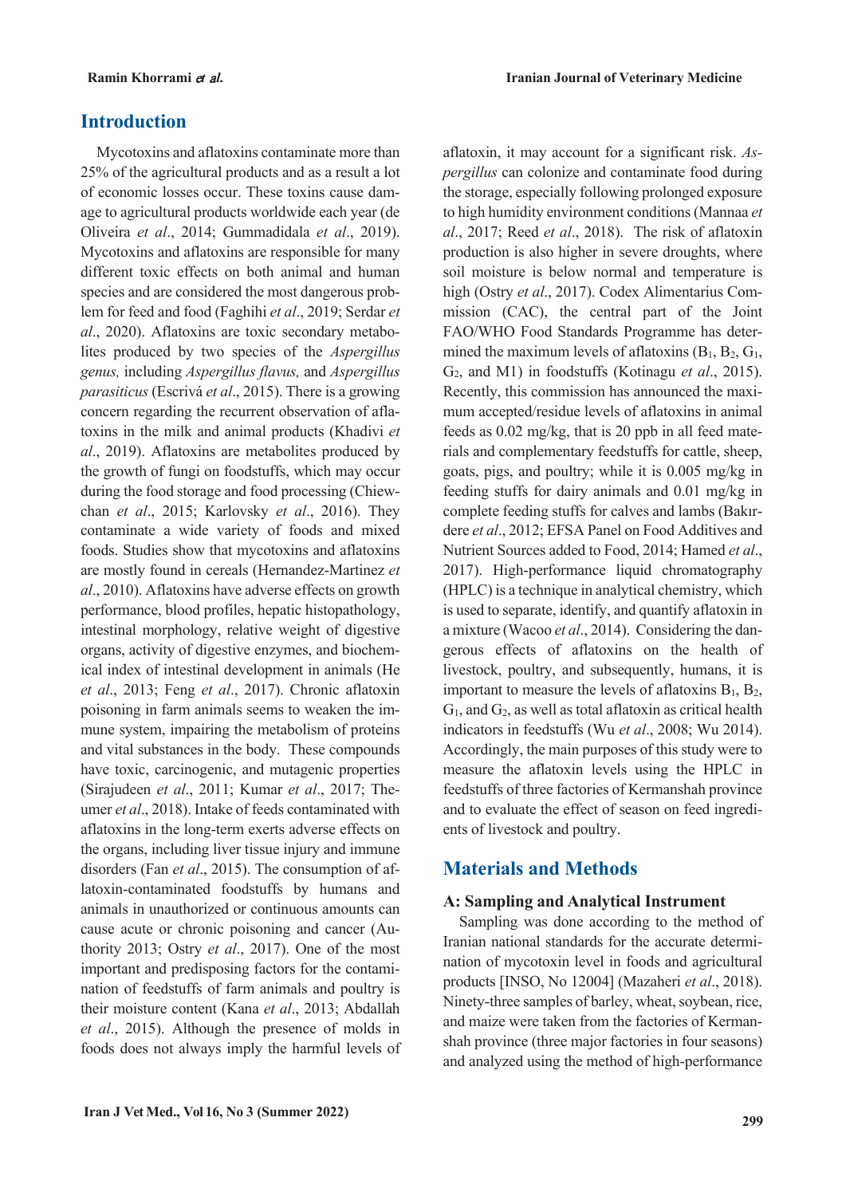## Introduction

Mycotoxins and aflatoxins contaminate more than 25% of the agricultural products and as a result a lot of economic losses occur. These toxins cause damage to agricultural products worldwide each year (de Oliveira *et al*., 2014; Gummadidala *et al*., 2019). Mycotoxins and aflatoxins are responsible for many different toxic effects on both animal and human species and are considered the most dangerous problem for feed and food (Faghihi *et al*., 2019; Serdar *et al*., 2020). Aflatoxins are toxic secondary metabolites produced by two species of the *Aspergillus genus,* including *Aspergillus flavus,* and *Aspergillus parasiticus* (Escrivá *et al*., 2015). There is a growing concern regarding the recurrent observation of aflatoxins in the milk and animal products (Khadivi *et al*., 2019). Aflatoxins are metabolites produced by the growth of fungi on foodstuffs, which may occur during the food storage and food processing (Chiewchan *et al*., 2015; Karlovsky *et al*., 2016). They contaminate a wide variety of foods and mixed foods. Studies show that mycotoxins and aflatoxins are mostly found in cereals (Hernandez-Martinez *et al*., 2010). Aflatoxins have adverse effects on growth performance, blood profiles, hepatic histopathology, intestinal morphology, relative weight of digestive organs, activity of digestive enzymes, and biochemical index of intestinal development in animals (He *et al*., 2013; Feng *et al*., 2017). Chronic aflatoxin poisoning in farm animals seems to weaken the immune system, impairing the metabolism of proteins and vital substances in the body. These compounds have toxic, carcinogenic, and mutagenic properties (Sirajudeen *et al*., 2011; Kumar *et al*., 2017; Theumer *et al*., 2018). Intake of feeds contaminated with aflatoxins in the long-term exerts adverse effects on the organs, including liver tissue injury and immune disorders (Fan *et al*., 2015). The consumption of aflatoxin-contaminated foodstuffs by humans and animals in unauthorized or continuous amounts can cause acute or chronic poisoning and cancer (Authority 2013; Ostry *et al*., 2017). One of the most important and predisposing factors for the contamination of feedstuffs of farm animals and poultry is their moisture content (Kana *et al*., 2013; Abdallah *et al*., 2015). Although the presence of molds in foods does not always imply the harmful levels of aflatoxin, it may account for a significant risk. *Aspergillus* can colonize and contaminate food during the storage, especially following prolonged exposure to high humidity environment conditions (Mannaa *et al*., 2017; Reed *et al*., 2018). The risk of aflatoxin production is also higher in severe droughts, where soil moisture is below normal and temperature is high (Ostry *et al*., 2017). Codex Alimentarius Commission (CAC), the central part of the Joint FAO/WHO Food Standards Programme has determined the maximum levels of aflatoxins ($B_1$, $B_2$, $G_1$, $G_2$, and M1) in foodstuffs (Kotinagu *et al*., 2015). Recently, this commission has announced the maximum accepted/residue levels of aflatoxins in animal feeds as 0.02 mg/kg, that is 20 ppb in all feed materials and complementary feedstuffs for cattle, sheep, goats, pigs, and poultry; while it is 0.005 mg/kg in feeding stuffs for dairy animals and 0.01 mg/kg in complete feeding stuffs for calves and lambs (Bakırdere *et al*., 2012; EFSA Panel on Food Additives and Nutrient Sources added to Food, 2014; Hamed *et al*., 2017). High-performance liquid chromatography (HPLC) is a technique in analytical chemistry, which is used to separate, identify, and quantify aflatoxin in a mixture (Wacoo *et al*., 2014). Considering the dangerous effects of aflatoxins on the health of livestock, poultry, and subsequently, humans, it is important to measure the levels of aflatoxins $B_1$, $B_2$, $G_1$, and $G_2$, as well as total aflatoxin as critical health indicators in feedstuffs (Wu *et al*., 2008; Wu 2014). Accordingly, the main purposes of this study were to measure the aflatoxin levels using the HPLC in feedstuffs of three factories of Kermanshah province and to evaluate the effect of season on feed ingredients of livestock and poultry.

## Materials and Methods

### A: Sampling and Analytical Instrument

Sampling was done according to the method of Iranian national standards for the accurate determination of mycotoxin level in foods and agricultural products [INSO, No 12004] (Mazaheri *et al*., 2018). Ninety-three samples of barley, wheat, soybean, rice, and maize were taken from the factories of Kermanshah province (three major factories in four seasons) and analyzed using the method of high-performance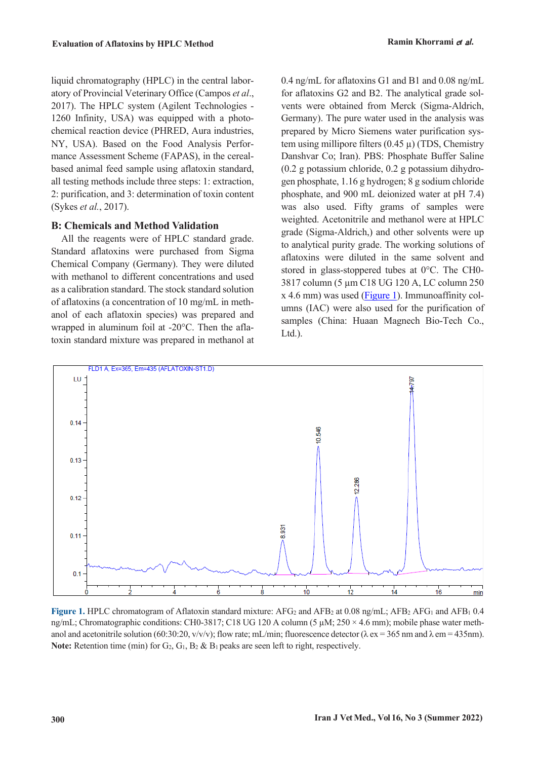liquid chromatography (HPLC) in the central laboratory of Provincial Veterinary Office (Campos *et al*., 2017). The HPLC system (Agilent Technologies - 1260 Infinity, USA) was equipped with a photochemical reaction device (PHRED, Aura industries, NY, USA). Based on the Food Analysis Performance Assessment Scheme (FAPAS), in the cereal-based animal feed sample using aflatoxin standard, all testing methods include three steps: 1: extraction, 2: purification, and 3: determination of toxin content (Sykes *et al.*, 2017).

## B: Chemicals and Method Validation

All the reagents were of HPLC standard grade. Standard aflatoxins were purchased from Sigma Chemical Company (Germany). They were diluted with methanol to different concentrations and used as a calibration standard. The stock standard solution of aflatoxins (a concentration of 10 mg/mL in methanol of each aflatoxin species) was prepared and wrapped in aluminum foil at -20°C. Then the aflatoxin standard mixture was prepared in methanol at 0.4 ng/mL for aflatoxins G1 and B1 and 0.08 ng/mL for aflatoxins G2 and B2. The analytical grade solvents were obtained from Merck (Sigma-Aldrich, Germany). The pure water used in the analysis was prepared by Micro Siemens water purification system using millipore filters (0.45 µ) (TDS, Chemistry Danshvar Co; Iran). PBS: Phosphate Buffer Saline (0.2 g potassium chloride, 0.2 g potassium dihydrogen phosphate, 1.16 g hydrogen; 8 g sodium chloride phosphate, and 900 mL deionized water at pH 7.4) was also used. Fifty grams of samples were weighted. Acetonitrile and methanol were at HPLC grade (Sigma-Aldrich,) and other solvents were up to analytical purity grade. The working solutions of aflatoxins were diluted in the same solvent and stored in glass-stoppered tubes at 0°C. The CH0-3817 column (5 µm C18 UG 120 A, LC column 250 x 4.6 mm) was used (Figure 1). Immunoaffinity columns (IAC) were also used for the purification of samples (China: Huaan Magnech Bio-Tech Co., Ltd.).

**Figure 1.** HPLC chromatogram of Aflatoxin standard mixture: $AFG_2$ and $AFB_2$ at 0.08 ng/mL; $AFB_2$ $AFG_1$ and $AFB_1$ 0.4 ng/mL; Chromatographic conditions: CH0-3817; C18 UG 120 A column (5 µM; 250 × 4.6 mm); mobile phase water methanol and acetonitrile solution (60:30:20, v/v/v); flow rate; mL/min; fluorescence detector (λ ex = 365 nm and λ em = 435nm). **Note:** Retention time (min) for $G_2$, $G_1$, $B_2$ & $B_1$ peaks are seen left to right, respectively.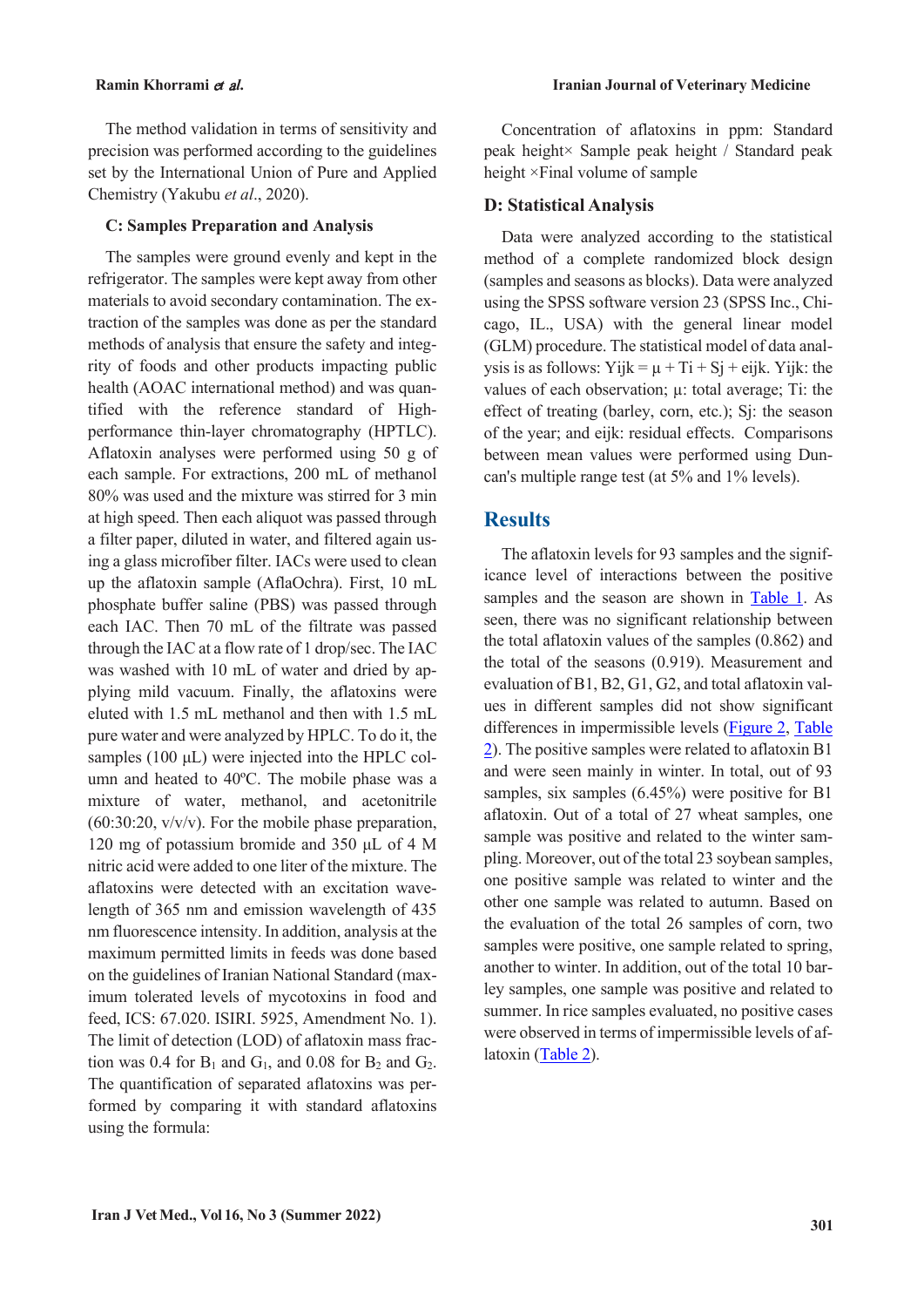The method validation in terms of sensitivity and precision was performed according to the guidelines set by the International Union of Pure and Applied Chemistry (Yakubu *et al*., 2020).

### C: Samples Preparation and Analysis

The samples were ground evenly and kept in the refrigerator. The samples were kept away from other materials to avoid secondary contamination. The extraction of the samples was done as per the standard methods of analysis that ensure the safety and integrity of foods and other products impacting public health (AOAC international method) and was quantified with the reference standard of High-performance thin-layer chromatography (HPTLC). Aflatoxin analyses were performed using 50 g of each sample. For extractions, 200 mL of methanol 80% was used and the mixture was stirred for 3 min at high speed. Then each aliquot was passed through a filter paper, diluted in water, and filtered again using a glass microfiber filter. IACs were used to clean up the aflatoxin sample (AflaOchra). First, 10 mL phosphate buffer saline (PBS) was passed through each IAC. Then 70 mL of the filtrate was passed through the IAC at a flow rate of 1 drop/sec. The IAC was washed with 10 mL of water and dried by applying mild vacuum. Finally, the aflatoxins were eluted with 1.5 mL methanol and then with 1.5 mL pure water and were analyzed by HPLC. To do it, the samples (100 µL) were injected into the HPLC column and heated to 40ºC. The mobile phase was a mixture of water, methanol, and acetonitrile (60:30:20, v/v/v). For the mobile phase preparation, 120 mg of potassium bromide and 350 µL of 4 M nitric acid were added to one liter of the mixture. The aflatoxins were detected with an excitation wavelength of 365 nm and emission wavelength of 435 nm fluorescence intensity. In addition, analysis at the maximum permitted limits in feeds was done based on the guidelines of Iranian National Standard (maximum tolerated levels of mycotoxins in food and feed, ICS: 67.020. ISIRI. 5925, Amendment No. 1). The limit of detection (LOD) of aflatoxin mass fraction was 0.4 for $B_1$ and $G_1$, and 0.08 for $B_2$ and $G_2$. The quantification of separated aflatoxins was performed by comparing it with standard aflatoxins using the formula:

Concentration of aflatoxins in ppm: Standard peak height× Sample peak height / Standard peak height ×Final volume of sample

### D: Statistical Analysis

Data were analyzed according to the statistical method of a complete randomized block design (samples and seasons as blocks). Data were analyzed using the SPSS software version 23 (SPSS Inc., Chicago, IL., USA) with the general linear model (GLM) procedure. The statistical model of data analysis is as follows: $Y_{ijk} = \mu + T_i + S_j + e_{ijk}$. $Y_{ijk}$: the values of each observation; $\mu$: total average; $T_i$: the effect of treating (barley, corn, etc.); $S_j$: the season of the year; and $e_{ijk}$: residual effects. Comparisons between mean values were performed using Duncan's multiple range test (at 5% and 1% levels).

## Results

The aflatoxin levels for 93 samples and the significance level of interactions between the positive samples and the season are shown in Table 1. As seen, there was no significant relationship between the total aflatoxin values of the samples (0.862) and the total of the seasons (0.919). Measurement and evaluation of B1, B2, G1, G2, and total aflatoxin values in different samples did not show significant differences in impermissible levels (Figure 2, Table 2). The positive samples were related to aflatoxin B1 and were seen mainly in winter. In total, out of 93 samples, six samples (6.45%) were positive for B1 aflatoxin. Out of a total of 27 wheat samples, one sample was positive and related to the winter sampling. Moreover, out of the total 23 soybean samples, one positive sample was related to winter and the other one sample was related to autumn. Based on the evaluation of the total 26 samples of corn, two samples were positive, one sample related to spring, another to winter. In addition, out of the total 10 barley samples, one sample was positive and related to summer. In rice samples evaluated, no positive cases were observed in terms of impermissible levels of aflatoxin (Table 2).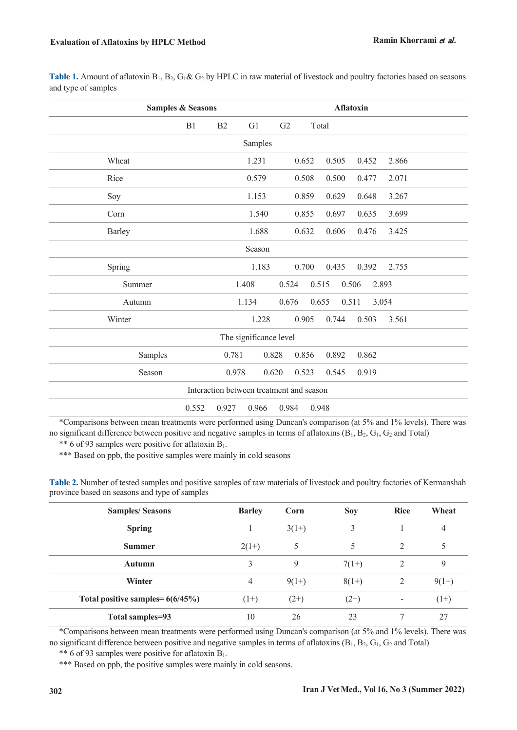**Table 1.** Amount of aflatoxin $B_1$, $B_2$, $G_1$& $G_2$ by HPLC in raw material of livestock and poultry factories based on seasons and type of samples

| Samples & Seasons | Aflatoxin | | | | |
|---|---|---|---|---|---|
| | B1 | B2 | G1 | G2 | Total |
| **Samples** | | | | | |
| Wheat | 1.231 | 0.652 | 0.505 | 0.452 | 2.866 |
| Rice | 0.579 | 0.508 | 0.500 | 0.477 | 2.071 |
| Soy | 1.153 | 0.859 | 0.629 | 0.648 | 3.267 |
| Corn | 1.540 | 0.855 | 0.697 | 0.635 | 3.699 |
| Barley | 1.688 | 0.632 | 0.606 | 0.476 | 3.425 |
| **Season** | | | | | |
| Spring | 1.183 | 0.700 | 0.435 | 0.392 | 2.755 |
| Summer | 1.408 | 0.524 | 0.515 | 0.506 | 2.893 |
| Autumn | 1.134 | 0.676 | 0.655 | 0.511 | 3.054 |
| Winter | 1.228 | 0.905 | 0.744 | 0.503 | 3.561 |
| **The significance level** | | | | | |
| Samples | 0.781 | 0.828 | 0.856 | 0.892 | 0.862 |
| Season | 0.978 | 0.620 | 0.523 | 0.545 | 0.919 |
| **Interaction between treatment and season** | | | | | |
| | 0.552 | 0.927 | 0.966 | 0.984 | 0.948 |

*Comparisons between mean treatments were performed using Duncan's comparison (at 5% and 1% levels). There was no significant difference between positive and negative samples in terms of aflatoxins ($B_1$, $B_2$, $G_1$, $G_2$ and Total)

** 6 of 93 samples were positive for aflatoxin $B_1$.

*** Based on ppb, the positive samples were mainly in cold seasons

**Table 2.** Number of tested samples and positive samples of raw materials of livestock and poultry factories of Kermanshah province based on seasons and type of samples

| Samples/ Seasons | Barley | Corn | Soy | Rice | Wheat |
|---|---|---|---|---|---|
| **Spring** | 1 | 3(1+) | 3 | 1 | 4 |
| **Summer** | 2(1+) | 5 | 5 | 2 | 5 |
| **Autumn** | 3 | 9 | 7(1+) | 2 | 9 |
| **Winter** | 4 | 9(1+) | 8(1+) | 2 | 9(1+) |
| **Total positive samples= 6(6/45%)** | (1+) | (2+) | (2+) | - | (1+) |
| **Total samples=93** | 10 | 26 | 23 | 7 | 27 |

*Comparisons between mean treatments were performed using Duncan's comparison (at 5% and 1% levels). There was no significant difference between positive and negative samples in terms of aflatoxins ($B_1$, $B_2$, $G_1$, $G_2$ and Total)

** 6 of 93 samples were positive for aflatoxin $B_1$.

*** Based on ppb, the positive samples were mainly in cold seasons.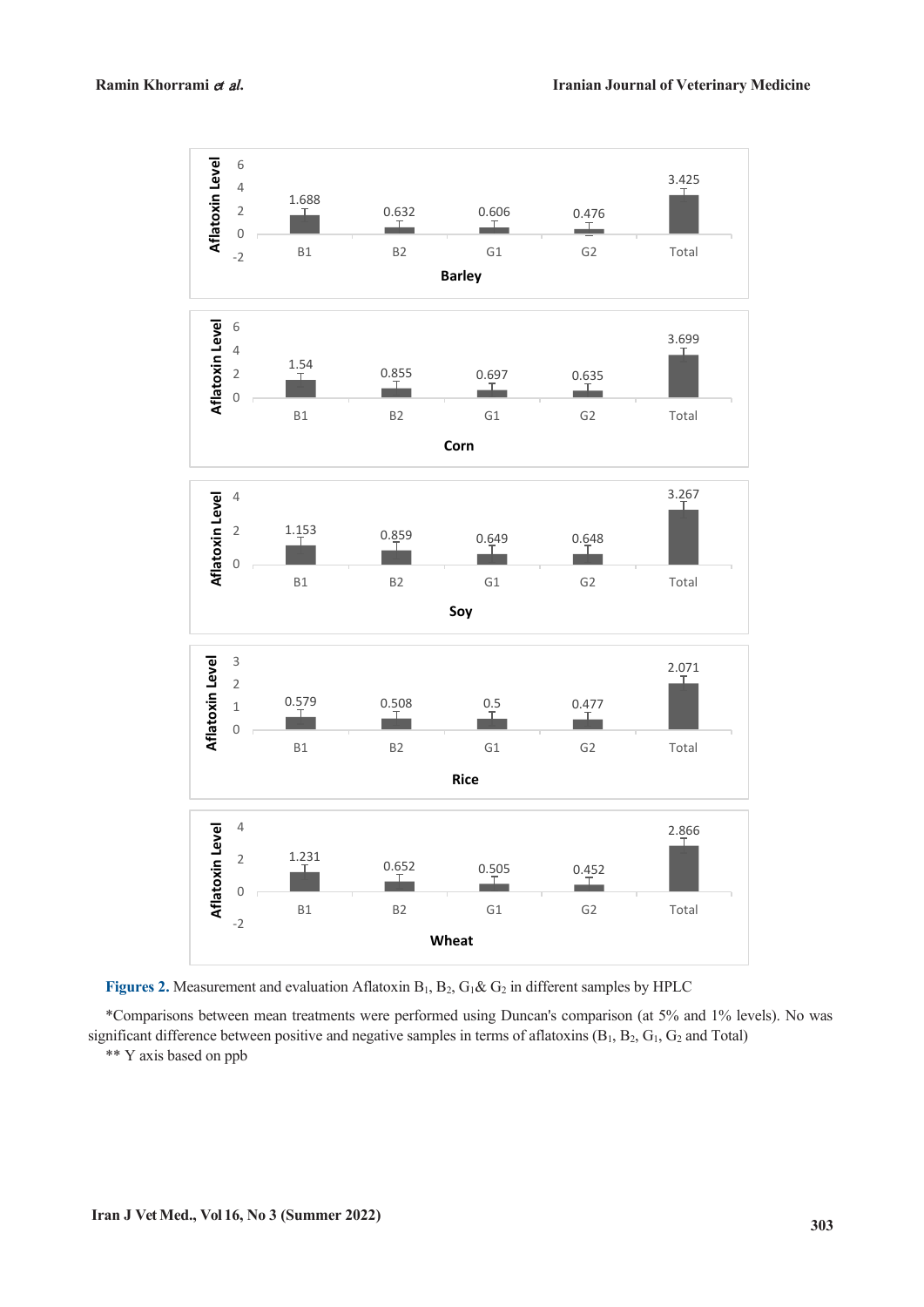| | B1 | B2 | G1 | G2 | Total |
|---|---|---|---|---|---|
| Barley | 1.688 | 0.632 | 0.606 | 0.476 | 3.425 |
| Corn | 1.54 | 0.855 | 0.697 | 0.635 | 3.699 |
| Soy | 1.153 | 0.859 | 0.649 | 0.648 | 3.267 |
| Rice | 0.579 | 0.508 | 0.5 | 0.477 | 2.071 |
| Wheat | 1.231 | 0.652 | 0.505 | 0.452 | 2.866 |

**Figures 2.** Measurement and evaluation Aflatoxin $B_1$, $B_2$, $G_1$& $G_2$ in different samples by HPLC

*Comparisons between mean treatments were performed using Duncan's comparison (at 5% and 1% levels). No was significant difference between positive and negative samples in terms of aflatoxins ($B_1$, $B_2$, $G_1$, $G_2$ and Total)

** Y axis based on ppb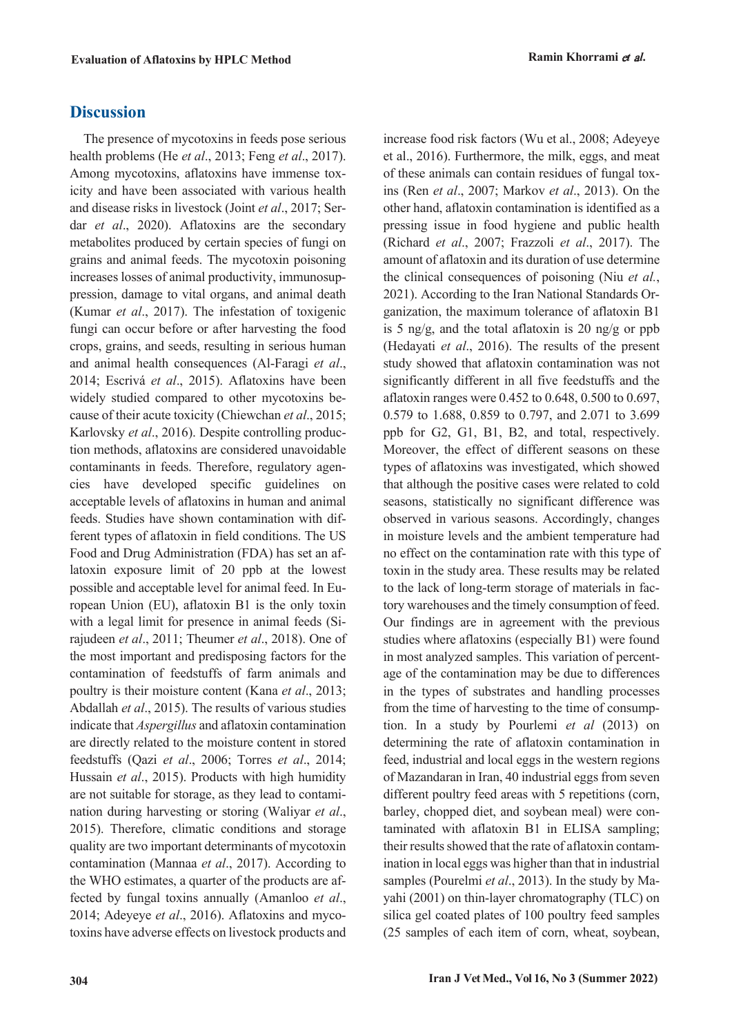## Discussion

The presence of mycotoxins in feeds pose serious health problems (He *et al*., 2013; Feng *et al*., 2017). Among mycotoxins, aflatoxins have immense toxicity and have been associated with various health and disease risks in livestock (Joint *et al*., 2017; Serdar *et al*., 2020). Aflatoxins are the secondary metabolites produced by certain species of fungi on grains and animal feeds. The mycotoxin poisoning increases losses of animal productivity, immunosuppression, damage to vital organs, and animal death (Kumar *et al*., 2017). The infestation of toxigenic fungi can occur before or after harvesting the food crops, grains, and seeds, resulting in serious human and animal health consequences (Al-Faragi *et al*., 2014; Escrivá *et al*., 2015). Aflatoxins have been widely studied compared to other mycotoxins because of their acute toxicity (Chiewchan *et al*., 2015; Karlovsky *et al*., 2016). Despite controlling production methods, aflatoxins are considered unavoidable contaminants in feeds. Therefore, regulatory agencies have developed specific guidelines on acceptable levels of aflatoxins in human and animal feeds. Studies have shown contamination with different types of aflatoxin in field conditions. The US Food and Drug Administration (FDA) has set an aflatoxin exposure limit of 20 ppb at the lowest possible and acceptable level for animal feed. In European Union (EU), aflatoxin B1 is the only toxin with a legal limit for presence in animal feeds (Sirajudeen *et al*., 2011; Theumer *et al*., 2018). One of the most important and predisposing factors for the contamination of feedstuffs of farm animals and poultry is their moisture content (Kana *et al*., 2013; Abdallah *et al*., 2015). The results of various studies indicate that *Aspergillus* and aflatoxin contamination are directly related to the moisture content in stored feedstuffs (Qazi *et al*., 2006; Torres *et al*., 2014; Hussain *et al*., 2015). Products with high humidity are not suitable for storage, as they lead to contamination during harvesting or storing (Waliyar *et al*., 2015). Therefore, climatic conditions and storage quality are two important determinants of mycotoxin contamination (Mannaa *et al*., 2017). According to the WHO estimates, a quarter of the products are affected by fungal toxins annually (Amanloo *et al*., 2014; Adeyeye *et al*., 2016). Aflatoxins and mycotoxins have adverse effects on livestock products and increase food risk factors (Wu et al., 2008; Adeyeye et al., 2016). Furthermore, the milk, eggs, and meat of these animals can contain residues of fungal toxins (Ren *et al*., 2007; Markov *et al*., 2013). On the other hand, aflatoxin contamination is identified as a pressing issue in food hygiene and public health (Richard *et al*., 2007; Frazzoli *et al*., 2017). The amount of aflatoxin and its duration of use determine the clinical consequences of poisoning (Niu *et al.*, 2021). According to the Iran National Standards Organization, the maximum tolerance of aflatoxin B1 is 5 ng/g, and the total aflatoxin is 20 ng/g or ppb (Hedayati *et al*., 2016). The results of the present study showed that aflatoxin contamination was not significantly different in all five feedstuffs and the aflatoxin ranges were 0.452 to 0.648, 0.500 to 0.697, 0.579 to 1.688, 0.859 to 0.797, and 2.071 to 3.699 ppb for G2, G1, B1, B2, and total, respectively. Moreover, the effect of different seasons on these types of aflatoxins was investigated, which showed that although the positive cases were related to cold seasons, statistically no significant difference was observed in various seasons. Accordingly, changes in moisture levels and the ambient temperature had no effect on the contamination rate with this type of toxin in the study area. These results may be related to the lack of long-term storage of materials in factory warehouses and the timely consumption of feed. Our findings are in agreement with the previous studies where aflatoxins (especially B1) were found in most analyzed samples. This variation of percentage of the contamination may be due to differences in the types of substrates and handling processes from the time of harvesting to the time of consumption. In a study by Pourlemi *et al* (2013) on determining the rate of aflatoxin contamination in feed, industrial and local eggs in the western regions of Mazandaran in Iran, 40 industrial eggs from seven different poultry feed areas with 5 repetitions (corn, barley, chopped diet, and soybean meal) were contaminated with aflatoxin B1 in ELISA sampling; their results showed that the rate of aflatoxin contamination in local eggs was higher than that in industrial samples (Pourelmi *et al*., 2013). In the study by Mayahi (2001) on thin-layer chromatography (TLC) on silica gel coated plates of 100 poultry feed samples (25 samples of each item of corn, wheat, soybean,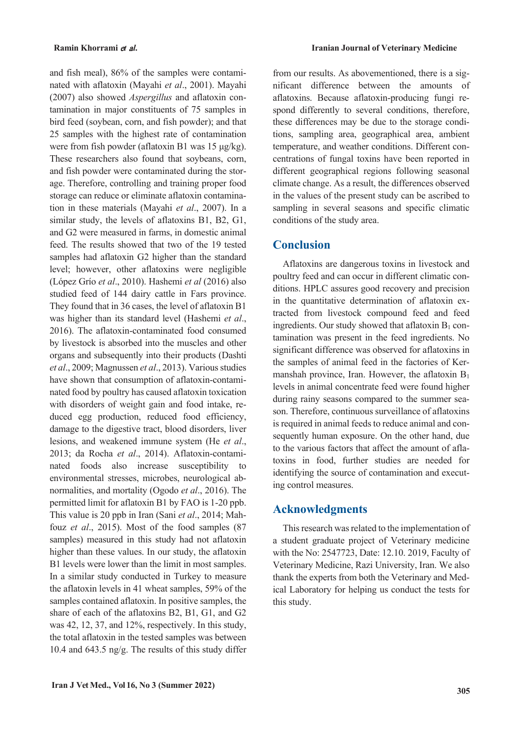and fish meal), 86% of the samples were contaminated with aflatoxin (Mayahi *et al*., 2001). Mayahi (2007) also showed *Aspergillus* and aflatoxin contamination in major constituents of 75 samples in bird feed (soybean, corn, and fish powder); and that 25 samples with the highest rate of contamination were from fish powder (aflatoxin B1 was 15 μg/kg). These researchers also found that soybeans, corn, and fish powder were contaminated during the storage. Therefore, controlling and training proper food storage can reduce or eliminate aflatoxin contamination in these materials (Mayahi *et al*., 2007). In a similar study, the levels of aflatoxins B1, B2, G1, and G2 were measured in farms, in domestic animal feed. The results showed that two of the 19 tested samples had aflatoxin G2 higher than the standard level; however, other aflatoxins were negligible (López Grío *et al*., 2010). Hashemi *et al* (2016) also studied feed of 144 dairy cattle in Fars province. They found that in 36 cases, the level of aflatoxin B1 was higher than its standard level (Hashemi *et al*., 2016). The aflatoxin-contaminated food consumed by livestock is absorbed into the muscles and other organs and subsequently into their products (Dashti *et al*., 2009; Magnussen *et al*., 2013). Various studies have shown that consumption of aflatoxin-contaminated food by poultry has caused aflatoxin toxication with disorders of weight gain and food intake, reduced egg production, reduced food efficiency, damage to the digestive tract, blood disorders, liver lesions, and weakened immune system (He *et al*., 2013; da Rocha *et al*., 2014). Aflatoxin-contaminated foods also increase susceptibility to environmental stresses, microbes, neurological abnormalities, and mortality (Ogodo *et al*., 2016). The permitted limit for aflatoxin B1 by FAO is 1-20 ppb. This value is 20 ppb in Iran (Sani *et al*., 2014; Mahfouz *et al*., 2015). Most of the food samples (87 samples) measured in this study had not aflatoxin higher than these values. In our study, the aflatoxin B1 levels were lower than the limit in most samples. In a similar study conducted in Turkey to measure the aflatoxin levels in 41 wheat samples, 59% of the samples contained aflatoxin. In positive samples, the share of each of the aflatoxins B2, B1, G1, and G2 was 42, 12, 37, and 12%, respectively. In this study, the total aflatoxin in the tested samples was between 10.4 and 643.5 ng/g. The results of this study differ from our results. As abovementioned, there is a significant difference between the amounts of aflatoxins. Because aflatoxin-producing fungi respond differently to several conditions, therefore, these differences may be due to the storage conditions, sampling area, geographical area, ambient temperature, and weather conditions. Different concentrations of fungal toxins have been reported in different geographical regions following seasonal climate change. As a result, the differences observed in the values of the present study can be ascribed to sampling in several seasons and specific climatic conditions of the study area.

## Conclusion

Aflatoxins are dangerous toxins in livestock and poultry feed and can occur in different climatic conditions. HPLC assures good recovery and precision in the quantitative determination of aflatoxin extracted from livestock compound feed and feed ingredients. Our study showed that aflatoxin $B_1$ contamination was present in the feed ingredients. No significant difference was observed for aflatoxins in the samples of animal feed in the factories of Kermanshah province, Iran. However, the aflatoxin $B_1$ levels in animal concentrate feed were found higher during rainy seasons compared to the summer season. Therefore, continuous surveillance of aflatoxins is required in animal feeds to reduce animal and consequently human exposure. On the other hand, due to the various factors that affect the amount of aflatoxins in food, further studies are needed for identifying the source of contamination and executing control measures.

## Acknowledgments

This research was related to the implementation of a student graduate project of Veterinary medicine with the No: 2547723, Date: 12.10. 2019, Faculty of Veterinary Medicine, Razi University, Iran. We also thank the experts from both the Veterinary and Medical Laboratory for helping us conduct the tests for this study.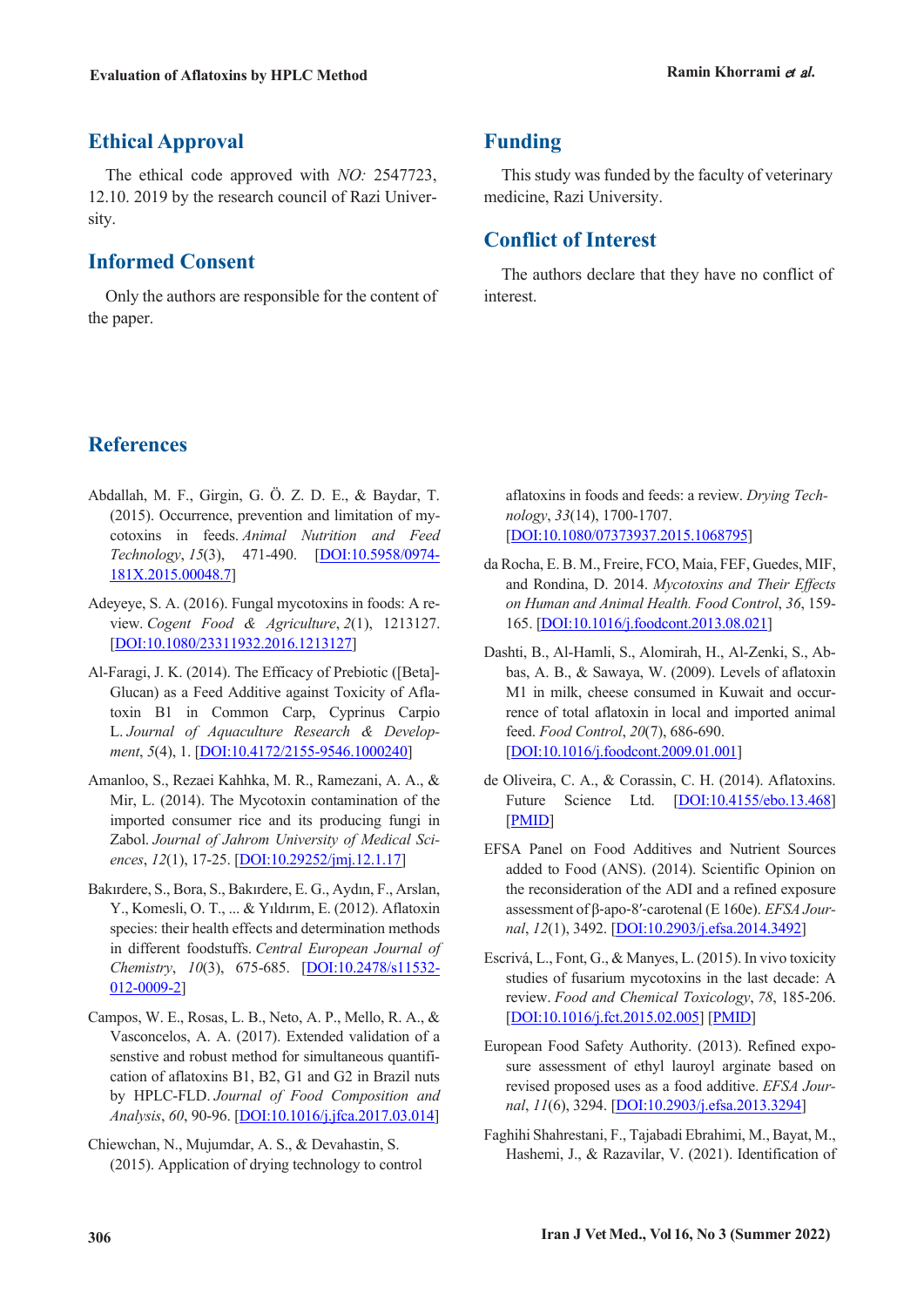## Ethical Approval

The ethical code approved with *NO:* 2547723, 12.10. 2019 by the research council of Razi University.

## Informed Consent

Only the authors are responsible for the content of the paper.

## Funding

This study was funded by the faculty of veterinary medicine, Razi University.

## Conflict of Interest

The authors declare that they have no conflict of interest.

## References

Abdallah, M. F., Girgin, G. Ö. Z. D. E., & Baydar, T. (2015). Occurrence, prevention and limitation of mycotoxins in feeds. *Animal Nutrition and Feed Technology*, *15*(3), 471-490. [DOI:10.5958/0974-181X.2015.00048.7]

Adeyeye, S. A. (2016). Fungal mycotoxins in foods: A review. *Cogent Food & Agriculture*, *2*(1), 1213127. [DOI:10.1080/23311932.2016.1213127]

Al-Faragi, J. K. (2014). The Efficacy of Prebiotic ([Beta]-Glucan) as a Feed Additive against Toxicity of Aflatoxin B1 in Common Carp, Cyprinus Carpio L. *Journal of Aquaculture Research & Development*, *5*(4), 1. [DOI:10.4172/2155-9546.1000240]

Amanloo, S., Rezaei Kahhka, M. R., Ramezani, A. A., & Mir, L. (2014). The Mycotoxin contamination of the imported consumer rice and its producing fungi in Zabol. *Journal of Jahrom University of Medical Sciences*, *12*(1), 17-25. [DOI:10.29252/jmj.12.1.17]

Bakırdere, S., Bora, S., Bakırdere, E. G., Aydın, F., Arslan, Y., Komesli, O. T., ... & Yıldırım, E. (2012). Aflatoxin species: their health effects and determination methods in different foodstuffs. *Central European Journal of Chemistry*, *10*(3), 675-685. [DOI:10.2478/s11532-012-0009-2]

Campos, W. E., Rosas, L. B., Neto, A. P., Mello, R. A., & Vasconcelos, A. A. (2017). Extended validation of a senstive and robust method for simultaneous quantification of aflatoxins B1, B2, G1 and G2 in Brazil nuts by HPLC-FLD. *Journal of Food Composition and Analysis*, *60*, 90-96. [DOI:10.1016/j.jfca.2017.03.014]

Chiewchan, N., Mujumdar, A. S., & Devahastin, S. (2015). Application of drying technology to control aflatoxins in foods and feeds: a review. *Drying Technology*, *33*(14), 1700-1707. [DOI:10.1080/07373937.2015.1068795]

da Rocha, E. B. M., Freire, FCO, Maia, FEF, Guedes, MIF, and Rondina, D. 2014. *Mycotoxins and Their Effects on Human and Animal Health. Food Control*, *36*, 159-165. [DOI:10.1016/j.foodcont.2013.08.021]

Dashti, B., Al-Hamli, S., Alomirah, H., Al-Zenki, S., Abbas, A. B., & Sawaya, W. (2009). Levels of aflatoxin M1 in milk, cheese consumed in Kuwait and occurrence of total aflatoxin in local and imported animal feed. *Food Control*, *20*(7), 686-690. [DOI:10.1016/j.foodcont.2009.01.001]

de Oliveira, C. A., & Corassin, C. H. (2014). Aflatoxins. Future Science Ltd. [DOI:10.4155/ebo.13.468] [PMID]

EFSA Panel on Food Additives and Nutrient Sources added to Food (ANS). (2014). Scientific Opinion on the reconsideration of the ADI and a refined exposure assessment of β-apo-8′-carotenal (E 160e). *EFSA Journal*, *12*(1), 3492. [DOI:10.2903/j.efsa.2014.3492]

Escrivá, L., Font, G., & Manyes, L. (2015). In vivo toxicity studies of fusarium mycotoxins in the last decade: A review. *Food and Chemical Toxicology*, *78*, 185-206. [DOI:10.1016/j.fct.2015.02.005] [PMID]

European Food Safety Authority. (2013). Refined exposure assessment of ethyl lauroyl arginate based on revised proposed uses as a food additive. *EFSA Journal*, *11*(6), 3294. [DOI:10.2903/j.efsa.2013.3294]

Faghihi Shahrestani, F., Tajabadi Ebrahimi, M., Bayat, M., Hashemi, J., & Razavilar, V. (2021). Identification of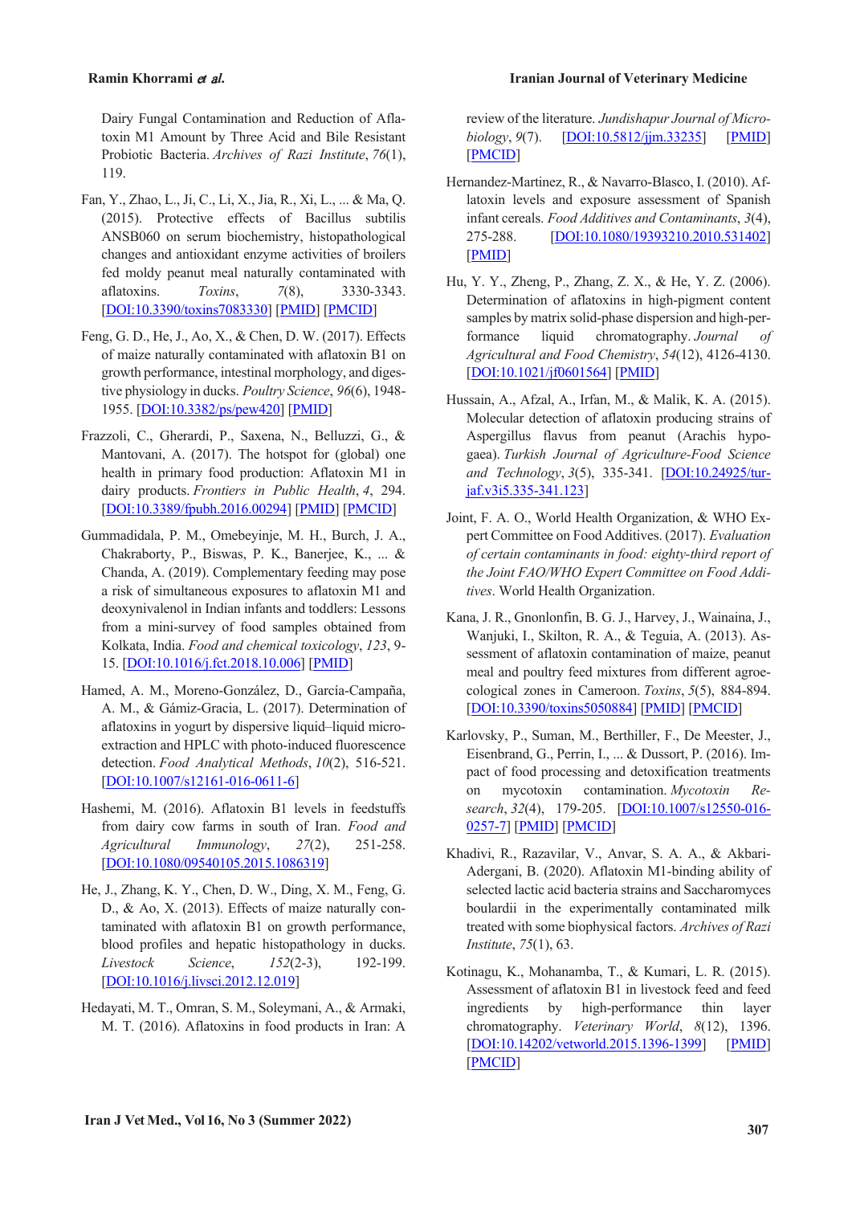Dairy Fungal Contamination and Reduction of Aflatoxin M1 Amount by Three Acid and Bile Resistant Probiotic Bacteria. *Archives of Razi Institute*, *76*(1), 119.

Fan, Y., Zhao, L., Ji, C., Li, X., Jia, R., Xi, L., ... & Ma, Q. (2015). Protective effects of Bacillus subtilis ANSB060 on serum biochemistry, histopathological changes and antioxidant enzyme activities of broilers fed moldy peanut meal naturally contaminated with aflatoxins. *Toxins*, *7*(8), 3330-3343. [DOI:10.3390/toxins7083330] [PMID] [PMCID]

Feng, G. D., He, J., Ao, X., & Chen, D. W. (2017). Effects of maize naturally contaminated with aflatoxin B1 on growth performance, intestinal morphology, and digestive physiology in ducks. *Poultry Science*, *96*(6), 1948-1955. [DOI:10.3382/ps/pew420] [PMID]

Frazzoli, C., Gherardi, P., Saxena, N., Belluzzi, G., & Mantovani, A. (2017). The hotspot for (global) one health in primary food production: Aflatoxin M1 in dairy products. *Frontiers in Public Health*, *4*, 294. [DOI:10.3389/fpubh.2016.00294] [PMID] [PMCID]

Gummadidala, P. M., Omebeyinje, M. H., Burch, J. A., Chakraborty, P., Biswas, P. K., Banerjee, K., ... & Chanda, A. (2019). Complementary feeding may pose a risk of simultaneous exposures to aflatoxin M1 and deoxynivalenol in Indian infants and toddlers: Lessons from a mini-survey of food samples obtained from Kolkata, India. *Food and chemical toxicology*, *123*, 9-15. [DOI:10.1016/j.fct.2018.10.006] [PMID]

Hamed, A. M., Moreno-González, D., García-Campaña, A. M., & Gámiz-Gracia, L. (2017). Determination of aflatoxins in yogurt by dispersive liquid–liquid microextraction and HPLC with photo-induced fluorescence detection. *Food Analytical Methods*, *10*(2), 516-521. [DOI:10.1007/s12161-016-0611-6]

Hashemi, M. (2016). Aflatoxin B1 levels in feedstuffs from dairy cow farms in south of Iran. *Food and Agricultural Immunology*, *27*(2), 251-258. [DOI:10.1080/09540105.2015.1086319]

He, J., Zhang, K. Y., Chen, D. W., Ding, X. M., Feng, G. D., & Ao, X. (2013). Effects of maize naturally contaminated with aflatoxin B1 on growth performance, blood profiles and hepatic histopathology in ducks. *Livestock Science*, *152*(2-3), 192-199. [DOI:10.1016/j.livsci.2012.12.019]

Hedayati, M. T., Omran, S. M., Soleymani, A., & Armaki, M. T. (2016). Aflatoxins in food products in Iran: A review of the literature. *Jundishapur Journal of Microbiology*, *9*(7). [DOI:10.5812/jjm.33235] [PMID] [PMCID]

Hernandez-Martinez, R., & Navarro-Blasco, I. (2010). Aflatoxin levels and exposure assessment of Spanish infant cereals. *Food Additives and Contaminants*, *3*(4), 275-288. [DOI:10.1080/19393210.2010.531402] [PMID]

Hu, Y. Y., Zheng, P., Zhang, Z. X., & He, Y. Z. (2006). Determination of aflatoxins in high-pigment content samples by matrix solid-phase dispersion and high-performance liquid chromatography. *Journal of Agricultural and Food Chemistry*, *54*(12), 4126-4130. [DOI:10.1021/jf0601564] [PMID]

Hussain, A., Afzal, A., Irfan, M., & Malik, K. A. (2015). Molecular detection of aflatoxin producing strains of Aspergillus flavus from peanut (Arachis hypogaea). *Turkish Journal of Agriculture-Food Science and Technology*, *3*(5), 335-341. [DOI:10.24925/turjaf.v3i5.335-341.123]

Joint, F. A. O., World Health Organization, & WHO Expert Committee on Food Additives. (2017). *Evaluation of certain contaminants in food: eighty-third report of the Joint FAO/WHO Expert Committee on Food Additives*. World Health Organization.

Kana, J. R., Gnonlonfin, B. G. J., Harvey, J., Wainaina, J., Wanjuki, I., Skilton, R. A., & Teguia, A. (2013). Assessment of aflatoxin contamination of maize, peanut meal and poultry feed mixtures from different agroecological zones in Cameroon. *Toxins*, *5*(5), 884-894. [DOI:10.3390/toxins5050884] [PMID] [PMCID]

Karlovsky, P., Suman, M., Berthiller, F., De Meester, J., Eisenbrand, G., Perrin, I., ... & Dussort, P. (2016). Impact of food processing and detoxification treatments on mycotoxin contamination. *Mycotoxin Research*, *32*(4), 179-205. [DOI:10.1007/s12550-016-0257-7] [PMID] [PMCID]

Khadivi, R., Razavilar, V., Anvar, S. A. A., & Akbari-Adergani, B. (2020). Aflatoxin M1-binding ability of selected lactic acid bacteria strains and Saccharomyces boulardii in the experimentally contaminated milk treated with some biophysical factors. *Archives of Razi Institute*, *75*(1), 63.

Kotinagu, K., Mohanamba, T., & Kumari, L. R. (2015). Assessment of aflatoxin B1 in livestock feed and feed ingredients by high-performance thin layer chromatography. *Veterinary World*, *8*(12), 1396. [DOI:10.14202/vetworld.2015.1396-1399] [PMID] [PMCID]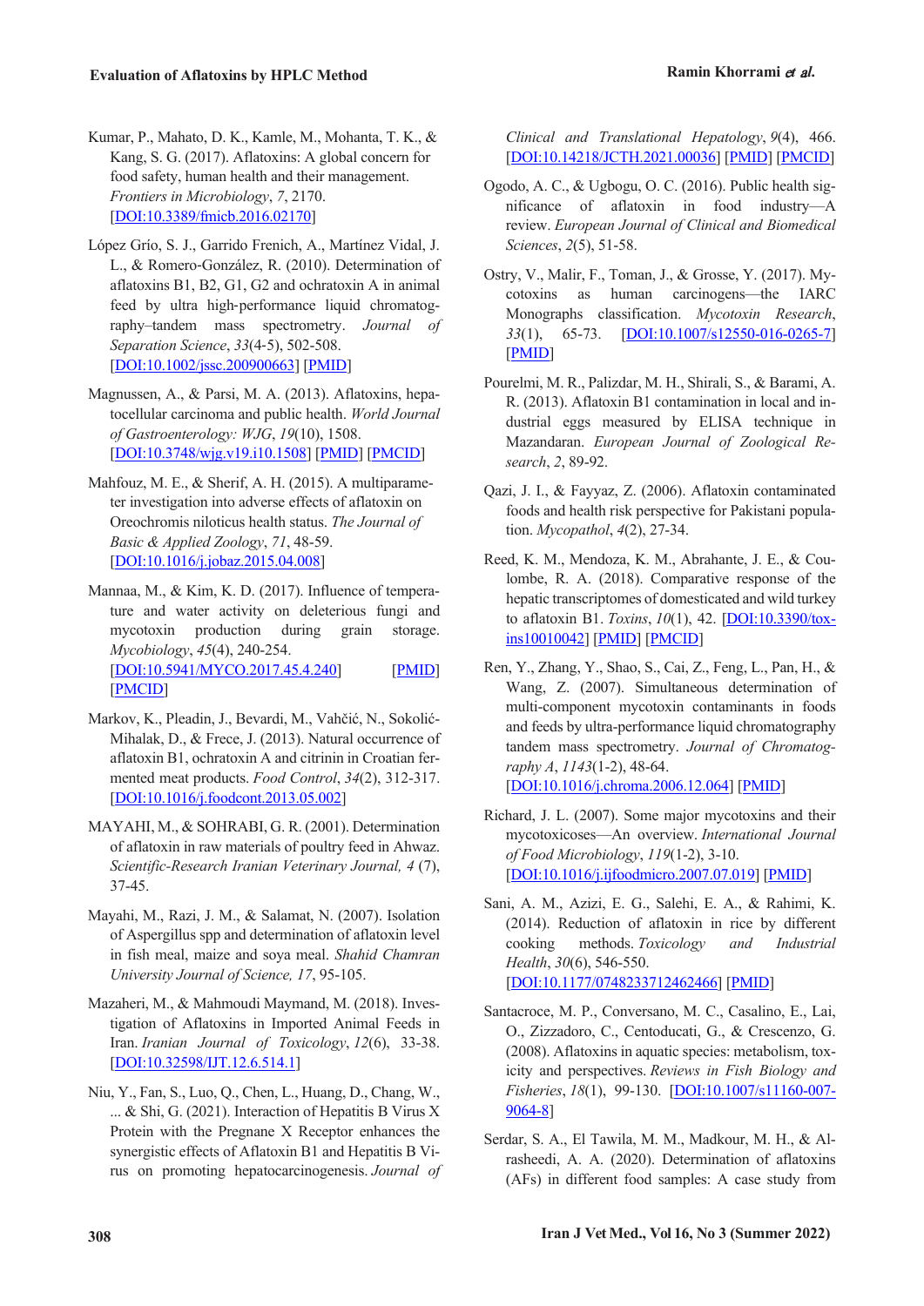Kumar, P., Mahato, D. K., Kamle, M., Mohanta, T. K., & Kang, S. G. (2017). Aflatoxins: A global concern for food safety, human health and their management. *Frontiers in Microbiology*, *7*, 2170. [DOI:10.3389/fmicb.2016.02170]

López Grío, S. J., Garrido Frenich, A., Martínez Vidal, J. L., & Romero-González, R. (2010). Determination of aflatoxins B1, B2, G1, G2 and ochratoxin A in animal feed by ultra high-performance liquid chromatography–tandem mass spectrometry. *Journal of Separation Science*, *33*(4-5), 502-508. [DOI:10.1002/jssc.200900663] [PMID]

Magnussen, A., & Parsi, M. A. (2013). Aflatoxins, hepatocellular carcinoma and public health. *World Journal of Gastroenterology: WJG*, *19*(10), 1508. [DOI:10.3748/wjg.v19.i10.1508] [PMID] [PMCID]

Mahfouz, M. E., & Sherif, A. H. (2015). A multiparameter investigation into adverse effects of aflatoxin on Oreochromis niloticus health status. *The Journal of Basic & Applied Zoology*, *71*, 48-59. [DOI:10.1016/j.jobaz.2015.04.008]

Mannaa, M., & Kim, K. D. (2017). Influence of temperature and water activity on deleterious fungi and mycotoxin production during grain storage. *Mycobiology*, *45*(4), 240-254. [DOI:10.5941/MYCO.2017.45.4.240] [PMID] [PMCID]

Markov, K., Pleadin, J., Bevardi, M., Vahčić, N., Sokolić-Mihalak, D., & Frece, J. (2013). Natural occurrence of aflatoxin B1, ochratoxin A and citrinin in Croatian fermented meat products. *Food Control*, *34*(2), 312-317. [DOI:10.1016/j.foodcont.2013.05.002]

MAYAHI, M., & SOHRABI, G. R. (2001). Determination of aflatoxin in raw materials of poultry feed in Ahwaz. *Scientific-Research Iranian Veterinary Journal, 4* (7), 37-45.

Mayahi, M., Razi, J. M., & Salamat, N. (2007). Isolation of Aspergillus spp and determination of aflatoxin level in fish meal, maize and soya meal. *Shahid Chamran University Journal of Science, 17*, 95-105.

Mazaheri, M., & Mahmoudi Maymand, M. (2018). Investigation of Aflatoxins in Imported Animal Feeds in Iran. *Iranian Journal of Toxicology*, *12*(6), 33-38. [DOI:10.32598/IJT.12.6.514.1]

Niu, Y., Fan, S., Luo, Q., Chen, L., Huang, D., Chang, W., ... & Shi, G. (2021). Interaction of Hepatitis B Virus X Protein with the Pregnane X Receptor enhances the synergistic effects of Aflatoxin B1 and Hepatitis B Virus on promoting hepatocarcinogenesis. *Journal of Clinical and Translational Hepatology*, *9*(4), 466. [DOI:10.14218/JCTH.2021.00036] [PMID] [PMCID]

Ogodo, A. C., & Ugbogu, O. C. (2016). Public health significance of aflatoxin in food industry—A review. *European Journal of Clinical and Biomedical Sciences*, *2*(5), 51-58.

Ostry, V., Malir, F., Toman, J., & Grosse, Y. (2017). Mycotoxins as human carcinogens—the IARC Monographs classification. *Mycotoxin Research*, *33*(1), 65-73. [DOI:10.1007/s12550-016-0265-7] [PMID]

Pourelmi, M. R., Palizdar, M. H., Shirali, S., & Barami, A. R. (2013). Aflatoxin B1 contamination in local and industrial eggs measured by ELISA technique in Mazandaran. *European Journal of Zoological Research*, *2*, 89-92.

Qazi, J. I., & Fayyaz, Z. (2006). Aflatoxin contaminated foods and health risk perspective for Pakistani population. *Mycopathol*, *4*(2), 27-34.

Reed, K. M., Mendoza, K. M., Abrahante, J. E., & Coulombe, R. A. (2018). Comparative response of the hepatic transcriptomes of domesticated and wild turkey to aflatoxin B1. *Toxins*, *10*(1), 42. [DOI:10.3390/toxins10010042] [PMID] [PMCID]

Ren, Y., Zhang, Y., Shao, S., Cai, Z., Feng, L., Pan, H., & Wang, Z. (2007). Simultaneous determination of multi-component mycotoxin contaminants in foods and feeds by ultra-performance liquid chromatography tandem mass spectrometry. *Journal of Chromatography A*, *1143*(1-2), 48-64. [DOI:10.1016/j.chroma.2006.12.064] [PMID]

Richard, J. L. (2007). Some major mycotoxins and their mycotoxicoses—An overview. *International Journal of Food Microbiology*, *119*(1-2), 3-10. [DOI:10.1016/j.ijfoodmicro.2007.07.019] [PMID]

Sani, A. M., Azizi, E. G., Salehi, E. A., & Rahimi, K. (2014). Reduction of aflatoxin in rice by different cooking methods. *Toxicology and Industrial Health*, *30*(6), 546-550. [DOI:10.1177/0748233712462466] [PMID]

Santacroce, M. P., Conversano, M. C., Casalino, E., Lai, O., Zizzadoro, C., Centoducati, G., & Crescenzo, G. (2008). Aflatoxins in aquatic species: metabolism, toxicity and perspectives. *Reviews in Fish Biology and Fisheries*, *18*(1), 99-130. [DOI:10.1007/s11160-007-9064-8]

Serdar, S. A., El Tawila, M. M., Madkour, M. H., & Alrasheedi, A. A. (2020). Determination of aflatoxins (AFs) in different food samples: A case study from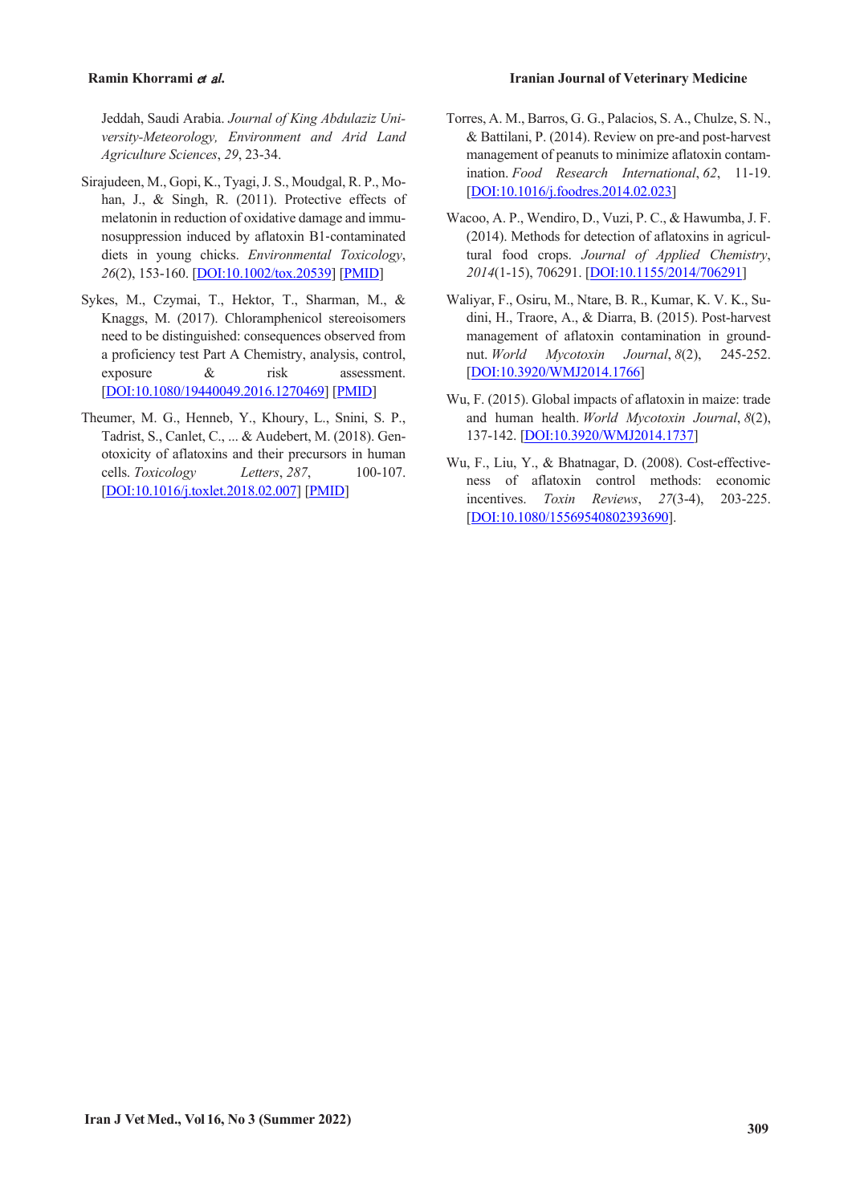Jeddah, Saudi Arabia. *Journal of King Abdulaziz University-Meteorology, Environment and Arid Land Agriculture Sciences*, *29*, 23-34.

Sirajudeen, M., Gopi, K., Tyagi, J. S., Moudgal, R. P., Mohan, J., & Singh, R. (2011). Protective effects of melatonin in reduction of oxidative damage and immunosuppression induced by aflatoxin B1-contaminated diets in young chicks. *Environmental Toxicology*, *26*(2), 153-160. [DOI:10.1002/tox.20539] [PMID]

Sykes, M., Czymai, T., Hektor, T., Sharman, M., & Knaggs, M. (2017). Chloramphenicol stereoisomers need to be distinguished: consequences observed from a proficiency test Part A Chemistry, analysis, control, exposure & risk assessment. [DOI:10.1080/19440049.2016.1270469] [PMID]

Theumer, M. G., Henneb, Y., Khoury, L., Snini, S. P., Tadrist, S., Canlet, C., ... & Audebert, M. (2018). Genotoxicity of aflatoxins and their precursors in human cells. *Toxicology Letters*, *287*, 100-107. [DOI:10.1016/j.toxlet.2018.02.007] [PMID]

Torres, A. M., Barros, G. G., Palacios, S. A., Chulze, S. N., & Battilani, P. (2014). Review on pre-and post-harvest management of peanuts to minimize aflatoxin contamination. *Food Research International*, *62*, 11-19. [DOI:10.1016/j.foodres.2014.02.023]

Wacoo, A. P., Wendiro, D., Vuzi, P. C., & Hawumba, J. F. (2014). Methods for detection of aflatoxins in agricultural food crops. *Journal of Applied Chemistry*, *2014*(1-15), 706291. [DOI:10.1155/2014/706291]

Waliyar, F., Osiru, M., Ntare, B. R., Kumar, K. V. K., Sudini, H., Traore, A., & Diarra, B. (2015). Post-harvest management of aflatoxin contamination in groundnut. *World Mycotoxin Journal*, *8*(2), 245-252. [DOI:10.3920/WMJ2014.1766]

Wu, F. (2015). Global impacts of aflatoxin in maize: trade and human health. *World Mycotoxin Journal*, *8*(2), 137-142. [DOI:10.3920/WMJ2014.1737]

Wu, F., Liu, Y., & Bhatnagar, D. (2008). Cost-effectiveness of aflatoxin control methods: economic incentives. *Toxin Reviews*, *27*(3-4), 203-225. [DOI:10.1080/15569540802393690].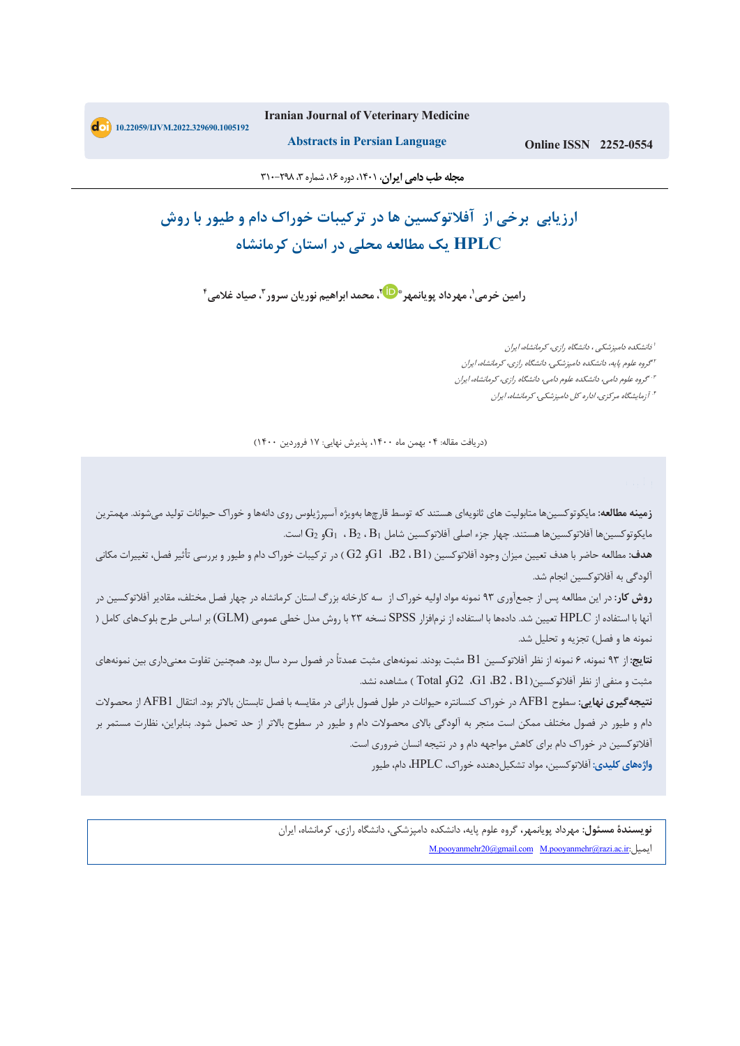Iranian Journal of Veterinary Medicine

Abstracts in Persian Language

10.22059/IJVM.2022.329690.1005192

Online ISSN 2252-0554

**مجله طب دامی ایران**، ۱۴۰۱، دوره ۱۶، شماره ۳، ۲۹۸-۳۱۰

# ارزیابی برخی از آفلاتوکسین ها در ترکیبات خوراک دام و طیور با روش HPLC یک مطالعه محلی در استان کرمانشاه

**رامین خرمی[1]، مهرداد پویانمهر*[2]، محمد ابراهیم نوریان سرور[3]، صیاد غلامی[4]**

[1] دانشکده دامپزشکی ، دانشگاه رازی، کرمانشاه، ایران

[2] گروه علوم پایه، دانشکده دامپزشکی، دانشگاه رازی، کرمانشاه، ایران

[3] گروه علوم دامی، دانشکده علوم دامی، دانشگاه رازی، کرمانشاه، ایران

[4] آزمایشگاه مرکزی، اداره کل دامپزشکی، کرمانشاه، ایران

(دریافت مقاله: ۰۴ بهمن ماه ۱۴۰۰، پذیرش نهایی: ۱۷ فروردین ۱۴۰۰)

**زمینه مطالعه:** مایکوتوکسین‌ها متابولیت های ثانویه‌ای هستند که توسط قارچها بهویژه آسپرژیلوس روی دانهها و خوراک حیوانات تولید می‌شوند. مهمترین مایکوتوکسین‌ها آفلاتوکسین‌ها هستند. چهار جزء اصلی آفلاتوکسین شامل $B_1$ ، $B_2$ ، $G_1$ و $G_2$ است.

**هدف:** مطالعه حاضر با هدف تعیین میزان وجود آفلاتوکسین (B1 ، B2، G1و G2 ) در ترکیبات خوراک دام و طیور و بررسی تأثیر فصل، تغییرات مکانی آلودگی به آفلاتوکسین انجام شد.

**روش کار:** در این مطالعه پس از جمع‌آوری ۹۳ نمونه مواد اولیه خوراک از سه کارخانه بزرگ استان کرمانشاه در چهار فصل مختلف، مقادیر آفلاتوکسین در آنها با استفاده از HPLC تعیین شد. دادهها با استفاده از نرم‌افزار SPSS نسخه ۲۳ با روش مدل خطی عمومی (GLM) بر اساس طرح بلوک‌های کامل ( نمونه ها و فصل) تجزیه و تحلیل شد.

**نتایج:** از ۹۳ نمونه، ۶ نمونه از نظر آفلاتوکسین B1 مثبت بودند. نمونه‌های مثبت عمدتاً در فصول سرد سال بود. همچنین تفاوت معنی‌داری بین نمونه‌های مثبت و منفی از نظر آفلاتوکسین(B1 ، B2، G1، G2و Total ) مشاهده نشد.

**نتیجه‌گیری نهایی:** سطوح AFB1 در خوراک کنسانتره حیوانات در طول فصول بارانی در مقایسه با فصل تابستان بالاتر بود. انتقال AFB1 از محصولات دام و طیور در فصول مختلف ممکن است منجر به آلودگی بالای محصولات دام و طیور در سطوح بالاتر از حد تحمل شود. بنابراین، نظارت مستمر بر آفلاتوکسین در خوراک دام برای کاهش مواجهه دام و در نتیجه انسان ضروری است.

**واژه‌های کلیدی:** آفلاتوکسین، مواد تشکیل‌دهنده خوراک، HPLC، دام، طیور

---

**نویسندهٔ مسئول:** مهرداد پویانمهر، گروه علوم پایه، دانشکده دامپزشکی، دانشگاه رازی، کرمانشاه، ایران

ایمیل: M.pooyanmehr@razi.ac.ir  M.pooyanmehr20@gmail.com